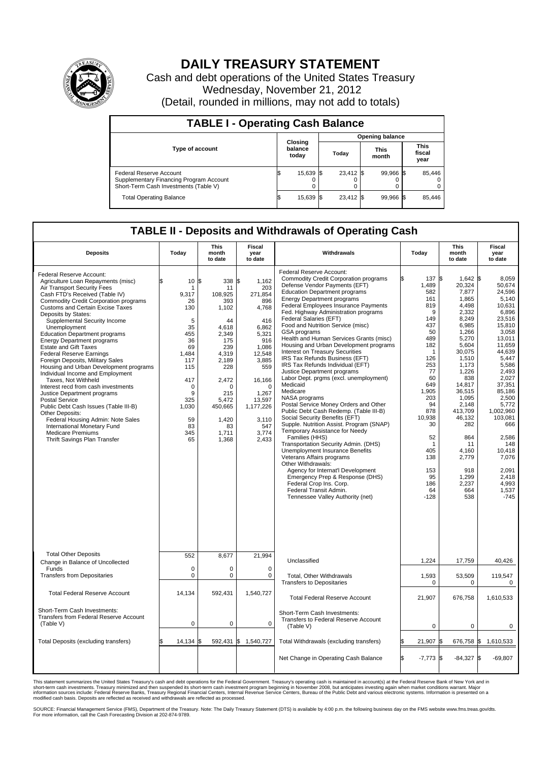# DAILY TREASURY STATEMENT

Cash and debt operations of the United States Treasury
Wednesday, November 21, 2012
(Detail, rounded in millions, may not add to totals)

## TABLE I - Operating Cash Balance

| Type of account | Closing balance today | Opening balance Today | Opening balance This month | Opening balance This fiscal year |
|---|---|---|---|---|
| Federal Reserve Account | $ 15,639 | $ 23,412 | $ 99,966 | $ 85,446 |
| Supplementary Financing Program Account | 0 | 0 | 0 | 0 |
| Short-Term Cash Investments (Table V) | 0 | 0 | 0 | 0 |
| Total Operating Balance | $ 15,639 | $ 23,412 | $ 99,966 | $ 85,446 |

## TABLE II - Deposits and Withdrawals of Operating Cash

| Deposits | Today | This month to date | Fiscal year to date | Withdrawals | Today | This month to date | Fiscal year to date |
|---|---|---|---|---|---|---|---|
| Federal Reserve Account: | | | | Federal Reserve Account: | | | |
| Agriculture Loan Repayments (misc) | $ 10 | $ 338 | $ 1,162 | Commodity Credit Corporation programs | $ 137 | $ 1,642 | $ 8,059 |
| Air Transport Security Fees | 1 | 11 | 203 | Defense Vendor Payments (EFT) | 1,489 | 20,324 | 50,674 |
| Cash FTD's Received (Table IV) | 9,317 | 108,925 | 271,854 | Education Department programs | 582 | 7,877 | 24,596 |
| Commodity Credit Corporation programs | 26 | 393 | 896 | Energy Department programs | 161 | 1,865 | 5,140 |
| Customs and Certain Excise Taxes | 130 | 1,102 | 4,768 | Federal Employees Insurance Payments | 819 | 4,498 | 10,631 |
| Deposits by States: | | | | Fed. Highway Administration programs | 9 | 2,332 | 6,896 |
| Supplemental Security Income | 5 | 44 | 416 | Federal Salaries (EFT) | 149 | 8,249 | 23,516 |
| Unemployment | 35 | 4,618 | 6,862 | Food and Nutrition Service (misc) | 437 | 6,985 | 15,810 |
| Education Department programs | 455 | 2,349 | 5,321 | GSA programs | 50 | 1,266 | 3,058 |
| Energy Department programs | 36 | 175 | 916 | Health and Human Services Grants (misc) | 489 | 5,270 | 13,011 |
| Estate and Gift Taxes | 69 | 239 | 1,086 | Housing and Urban Development programs | 182 | 5,604 | 11,659 |
| Federal Reserve Earnings | 1,484 | 4,319 | 12,548 | Interest on Treasury Securities | 1 | 30,075 | 44,639 |
| Foreign Deposits, Military Sales | 117 | 2,189 | 3,885 | IRS Tax Refunds Business (EFT) | 126 | 1,510 | 5,447 |
| Housing and Urban Development programs | 115 | 228 | 559 | IRS Tax Refunds Individual (EFT) | 253 | 1,173 | 5,586 |
| Individual Income and Employment | | | | Justice Department programs | 77 | 1,226 | 2,493 |
| Taxes, Not Withheld | 417 | 2,472 | 16,166 | Labor Dept. prgms (excl. unemployment) | 60 | 838 | 2,027 |
| Interest recd from cash investments | 0 | 0 | 0 | Medicaid | 649 | 14,817 | 37,351 |
| Justice Department programs | 9 | 215 | 1,267 | Medicare | 1,905 | 36,515 | 85,186 |
| Postal Service | 325 | 5,472 | 13,597 | NASA programs | 203 | 1,095 | 2,500 |
| Public Debt Cash Issues (Table III-B) | 1,030 | 450,665 | 1,177,226 | Postal Service Money Orders and Other | 94 | 2,148 | 5,772 |
| Other Deposits: | | | | Public Debt Cash Redemp. (Table III-B) | 878 | 413,709 | 1,002,960 |
| Federal Housing Admin: Note Sales | 59 | 1,420 | 3,110 | Social Security Benefits (EFT) | 10,938 | 46,132 | 103,081 |
| International Monetary Fund | 83 | 83 | 547 | Supple. Nutrition Assist. Program (SNAP) | 30 | 282 | 666 |
| Medicare Premiums | 345 | 1,711 | 3,774 | Temporary Assistance for Needy | | | |
| Thrift Savings Plan Transfer | 65 | 1,368 | 2,433 | Families (HHS) | 52 | 864 | 2,586 |
| | | | | Transportation Security Admin. (DHS) | 1 | 11 | 148 |
| | | | | Unemployment Insurance Benefits | 405 | 4,160 | 10,418 |
| | | | | Veterans Affairs programs | 138 | 2,779 | 7,076 |
| | | | | Other Withdrawals: | | | |
| | | | | Agency for Internat'l Development | 153 | 918 | 2,091 |
| | | | | Emergency Prep & Response (DHS) | 95 | 1,299 | 2,418 |
| | | | | Federal Crop Ins. Corp. | 186 | 2,237 | 4,993 |
| | | | | Federal Transit Admin. | 64 | 664 | 1,537 |
| | | | | Tennessee Valley Authority (net) | -128 | 538 | -745 |
| Total Other Deposits | 552 | 8,677 | 21,994 | Unclassified | 1,224 | 17,759 | 40,426 |
| Change in Balance of Uncollected Funds | 0 | 0 | 0 | | | | |
| Transfers from Depositaries | 0 | 0 | 0 | Total, Other Withdrawals | 1,593 | 53,509 | 119,547 |
| | | | | Transfers to Depositaries | 0 | 0 | 0 |
| Total Federal Reserve Account | 14,134 | 592,431 | 1,540,727 | Total Federal Reserve Account | 21,907 | 676,758 | 1,610,533 |
| Short-Term Cash Investments: Transfers from Federal Reserve Account (Table V) | 0 | 0 | 0 | Short-Term Cash Investments: Transfers to Federal Reserve Account (Table V) | 0 | 0 | 0 |
| Total Deposits (excluding transfers) | $ 14,134 | $ 592,431 | $ 1,540,727 | Total Withdrawals (excluding transfers) | $ 21,907 | $ 676,758 | $ 1,610,533 |
| | | | | Net Change in Operating Cash Balance | $ -7,773 | $ -84,327 | $ -69,807 |

This statement summarizes the United States Treasury's cash and debt operations for the Federal Government. Treasury's operating cash is maintained in account(s) at the Federal Reserve Bank of New York and in short-term cash investments. Treasury minimized and then suspended its short-term cash investment program beginning in November 2008, but anticipates investing again when market conditions warrant. Major information sources include: Federal Reserve Banks, Treasury Regional Financial Centers, Internal Revenue Service Centers, Bureau of the Public Debt and various electronic systems. Information is presented on a modified cash basis. Deposits are reflected as received and withdrawals are reflected as processed.

SOURCE: Financial Management Service (FMS), Department of the Treasury. Note: The Daily Treasury Statement (DTS) is available by 4:00 p.m. the following business day on the FMS website www.fms.treas.gov/dts. For more information, call the Cash Forecasting Division at 202-874-9789.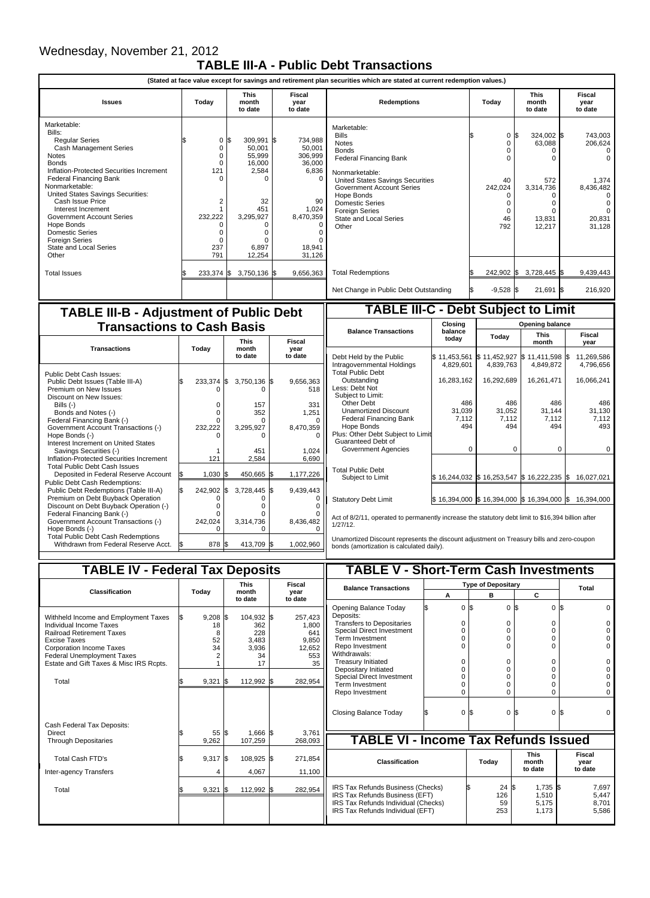Wednesday, November 21, 2012

# TABLE III-A - Public Debt Transactions

(Stated at face value except for savings and retirement plan securities which are stated at current redemption values.)

| Issues | Today | This month to date | Fiscal year to date |
|---|---|---|---|
| Marketable: | | | |
| Bills: | | | |
| Regular Series | $ 0 | $ 309,991 | $ 734,988 |
| Cash Management Series | 0 | 50,001 | 50,001 |
| Notes | 0 | 55,999 | 306,999 |
| Bonds | 0 | 16,000 | 36,000 |
| Inflation-Protected Securities Increment | 121 | 2,584 | 6,836 |
| Federal Financing Bank | 0 | 0 | 0 |
| Nonmarketable: | | | |
| United States Savings Securities: | | | |
| Cash Issue Price | 2 | 32 | 90 |
| Interest Increment | 1 | 451 | 1,024 |
| Government Account Series | 232,222 | 3,295,927 | 8,470,359 |
| Hope Bonds | 0 | 0 | 0 |
| Domestic Series | 0 | 0 | 0 |
| Foreign Series | 0 | 0 | 0 |
| State and Local Series | 237 | 6,897 | 18,941 |
| Other | 791 | 12,254 | 31,126 |
| Total Issues | $ 233,374 | $ 3,750,136 | $ 9,656,363 |

| Redemptions | Today | This month to date | Fiscal year to date |
|---|---|---|---|
| Marketable: | | | |
| Bills | $ 0 | $ 324,002 | $ 743,003 |
| Notes | 0 | 63,088 | 206,624 |
| Bonds | 0 | 0 | 0 |
| Federal Financing Bank | 0 | 0 | 0 |
| Nonmarketable: | | | |
| United States Savings Securities | 40 | 572 | 1,374 |
| Government Account Series | 242,024 | 3,314,736 | 8,436,482 |
| Hope Bonds | 0 | 0 | 0 |
| Domestic Series | 0 | 0 | 0 |
| Foreign Series | 0 | 0 | 0 |
| State and Local Series | 46 | 13,831 | 20,831 |
| Other | 792 | 12,217 | 31,128 |
| Total Redemptions | $ 242,902 | $ 3,728,445 | $ 9,439,443 |
| Net Change in Public Debt Outstanding | $ -9,528 | $ 21,691 | $ 216,920 |

# TABLE III-B - Adjustment of Public Debt Transactions to Cash Basis

| Transactions | Today | This month to date | Fiscal year to date |
|---|---|---|---|
| Public Debt Cash Issues: | | | |
| Public Debt Issues (Table III-A) | $ 233,374 | $ 3,750,136 | $ 9,656,363 |
| Premium on New Issues | 0 | 0 | 518 |
| Discount on New Issues: | | | |
| Bills (-) | 0 | 157 | 331 |
| Bonds and Notes (-) | 0 | 352 | 1,251 |
| Federal Financing Bank (-) | 0 | 0 | 0 |
| Government Account Transactions (-) | 232,222 | 3,295,927 | 8,470,359 |
| Hope Bonds (-) | 0 | 0 | 0 |
| Interest Increment on United States Savings Securities (-) | 1 | 451 | 1,024 |
| Inflation-Protected Securities Increment | 121 | 2,584 | 6,690 |
| Total Public Debt Cash Issues Deposited in Federal Reserve Account | $ 1,030 | $ 450,665 | $ 1,177,226 |
| Public Debt Cash Redemptions: | | | |
| Public Debt Redemptions (Table III-A) | $ 242,902 | $ 3,728,445 | $ 9,439,443 |
| Premium on Debt Buyback Operation | 0 | 0 | 0 |
| Discount on Debt Buyback Operation (-) | 0 | 0 | 0 |
| Federal Financing Bank (-) | 0 | 0 | 0 |
| Government Account Transactions (-) | 242,024 | 3,314,736 | 8,436,482 |
| Hope Bonds (-) | 0 | 0 | 0 |
| Total Public Debt Cash Redemptions Withdrawn from Federal Reserve Acct. | $ 878 | $ 413,709 | $ 1,002,960 |

# TABLE III-C - Debt Subject to Limit

| Balance Transactions | Closing balance today | Opening balance Today | Opening balance This month | Opening balance Fiscal year |
|---|---|---|---|---|
| Debt Held by the Public | $ 11,453,561 | $ 11,452,927 | $ 11,411,598 | $ 11,269,586 |
| Intragovernmental Holdings | 4,829,601 | 4,839,763 | 4,849,872 | 4,796,656 |
| Total Public Debt Outstanding | 16,283,162 | 16,292,689 | 16,261,471 | 16,066,241 |
| Less: Debt Not Subject to Limit: | | | | |
| Other Debt | 486 | 486 | 486 | 486 |
| Unamortized Discount | 31,039 | 31,052 | 31,144 | 31,130 |
| Federal Financing Bank | 7,112 | 7,112 | 7,112 | 7,112 |
| Hope Bonds | 494 | 494 | 494 | 493 |
| Plus: Other Debt Subject to Limit | | | | |
| Guaranteed Debt of Government Agencies | 0 | 0 | 0 | 0 |
| Total Public Debt Subject to Limit | $ 16,244,032 | $ 16,253,547 | $ 16,222,235 | $ 16,027,021 |
| Statutory Debt Limit | $ 16,394,000 | $ 16,394,000 | $ 16,394,000 | $ 16,394,000 |

Act of 8/2/11, operated to permanently increase the statutory debt limit to $16,394 billion after 1/27/12.

Unamortized Discount represents the discount adjustment on Treasury bills and zero-coupon bonds (amortization is calculated daily).

# TABLE IV - Federal Tax Deposits

| Classification | Today | This month to date | Fiscal year to date |
|---|---|---|---|
| Withheld Income and Employment Taxes | $ 9,208 | $ 104,932 | $ 257,423 |
| Individual Income Taxes | 18 | 362 | 1,800 |
| Railroad Retirement Taxes | 8 | 228 | 641 |
| Excise Taxes | 52 | 3,483 | 9,850 |
| Corporation Income Taxes | 34 | 3,936 | 12,652 |
| Federal Unemployment Taxes | 2 | 34 | 553 |
| Estate and Gift Taxes & Misc IRS Rcpts. | 1 | 17 | 35 |
| Total | $ 9,321 | $ 112,992 | $ 282,954 |
| Cash Federal Tax Deposits: | | | |
| Direct | $ 55 | $ 1,666 | $ 3,761 |
| Through Depositaries | 9,262 | 107,259 | 268,093 |
| Total Cash FTD's | $ 9,317 | $ 108,925 | $ 271,854 |
| Inter-agency Transfers | 4 | 4,067 | 11,100 |
| Total | $ 9,321 | $ 112,992 | $ 282,954 |

# TABLE V - Short-Term Cash Investments

| Balance Transactions | Type of Depositary A | Type of Depositary B | Type of Depositary C | Total |
|---|---|---|---|---|
| Opening Balance Today | $ 0 | $ 0 | $ 0 | $ 0 |
| Deposits: | | | | |
| Transfers to Depositaries | 0 | 0 | 0 | 0 |
| Special Direct Investment | 0 | 0 | 0 | 0 |
| Term Investment | 0 | 0 | 0 | 0 |
| Repo Investment | 0 | 0 | 0 | 0 |
| Withdrawals: | | | | |
| Treasury Initiated | 0 | 0 | 0 | 0 |
| Depositary Initiated | 0 | 0 | 0 | 0 |
| Special Direct Investment | 0 | 0 | 0 | 0 |
| Term Investment | 0 | 0 | 0 | 0 |
| Repo Investment | 0 | 0 | 0 | 0 |
| Closing Balance Today | $ 0 | $ 0 | $ 0 | $ 0 |

# TABLE VI - Income Tax Refunds Issued

| Classification | Today | This month to date | Fiscal year to date |
|---|---|---|---|
| IRS Tax Refunds Business (Checks) | $ 24 | $ 1,735 | $ 7,697 |
| IRS Tax Refunds Business (EFT) | 126 | 1,510 | 5,447 |
| IRS Tax Refunds Individual (Checks) | 59 | 5,175 | 8,701 |
| IRS Tax Refunds Individual (EFT) | 253 | 1,173 | 5,586 |